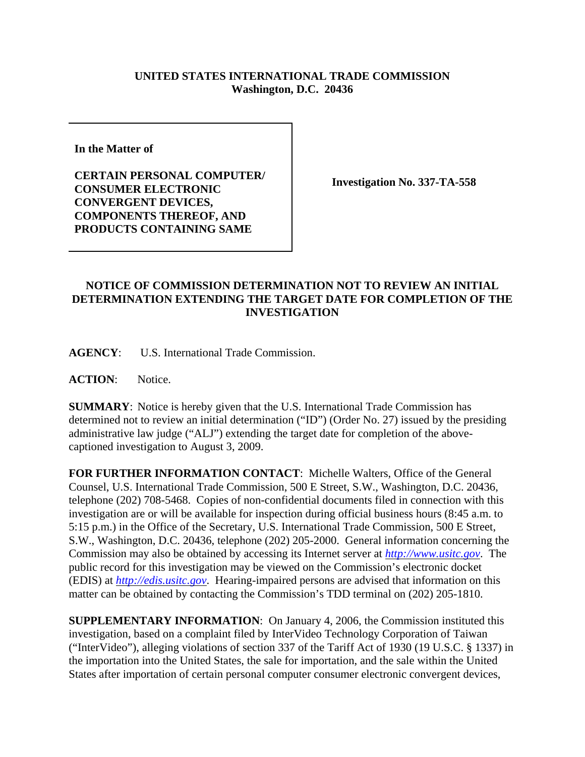**UNITED STATES INTERNATIONAL TRADE COMMISSION**
**Washington, D.C. 20436**

**In the Matter of**

**CERTAIN PERSONAL COMPUTER/ CONSUMER ELECTRONIC CONVERGENT DEVICES, COMPONENTS THEREOF, AND PRODUCTS CONTAINING SAME**

**Investigation No. 337-TA-558**

## NOTICE OF COMMISSION DETERMINATION NOT TO REVIEW AN INITIAL DETERMINATION EXTENDING THE TARGET DATE FOR COMPLETION OF THE INVESTIGATION

**AGENCY**: U.S. International Trade Commission.

**ACTION**: Notice.

**SUMMARY**: Notice is hereby given that the U.S. International Trade Commission has determined not to review an initial determination ("ID") (Order No. 27) issued by the presiding administrative law judge ("ALJ") extending the target date for completion of the above-captioned investigation to August 3, 2009.

**FOR FURTHER INFORMATION CONTACT**: Michelle Walters, Office of the General Counsel, U.S. International Trade Commission, 500 E Street, S.W., Washington, D.C. 20436, telephone (202) 708-5468. Copies of non-confidential documents filed in connection with this investigation are or will be available for inspection during official business hours (8:45 a.m. to 5:15 p.m.) in the Office of the Secretary, U.S. International Trade Commission, 500 E Street, S.W., Washington, D.C. 20436, telephone (202) 205-2000. General information concerning the Commission may also be obtained by accessing its Internet server at *http://www.usitc.gov*. The public record for this investigation may be viewed on the Commission's electronic docket (EDIS) at *http://edis.usitc.gov*. Hearing-impaired persons are advised that information on this matter can be obtained by contacting the Commission's TDD terminal on (202) 205-1810.

**SUPPLEMENTARY INFORMATION**: On January 4, 2006, the Commission instituted this investigation, based on a complaint filed by InterVideo Technology Corporation of Taiwan ("InterVideo"), alleging violations of section 337 of the Tariff Act of 1930 (19 U.S.C. § 1337) in the importation into the United States, the sale for importation, and the sale within the United States after importation of certain personal computer consumer electronic convergent devices,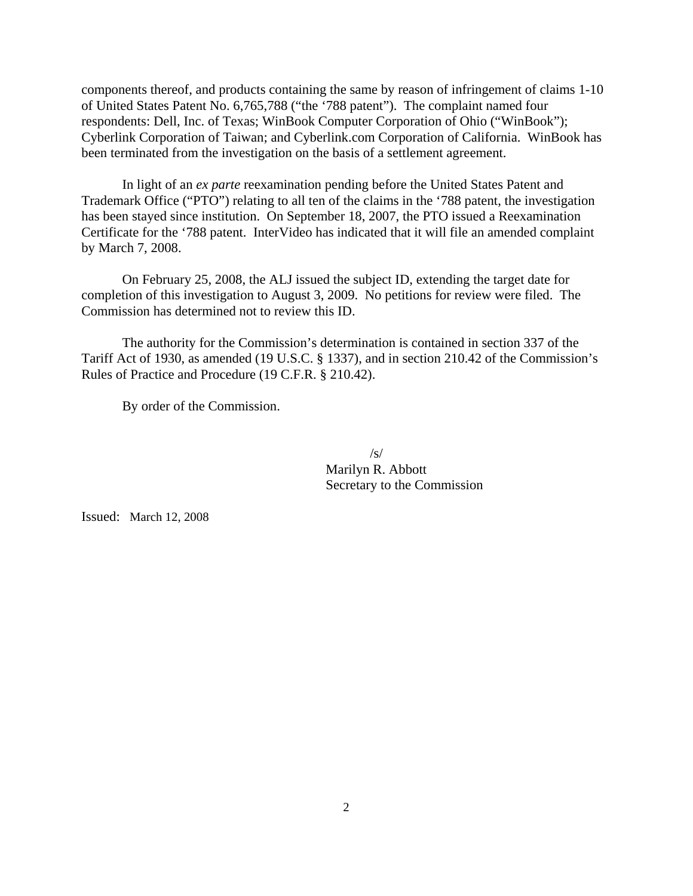components thereof, and products containing the same by reason of infringement of claims 1-10 of United States Patent No. 6,765,788 ("the '788 patent"). The complaint named four respondents: Dell, Inc. of Texas; WinBook Computer Corporation of Ohio ("WinBook"); Cyberlink Corporation of Taiwan; and Cyberlink.com Corporation of California. WinBook has been terminated from the investigation on the basis of a settlement agreement.

In light of an *ex parte* reexamination pending before the United States Patent and Trademark Office ("PTO") relating to all ten of the claims in the '788 patent, the investigation has been stayed since institution. On September 18, 2007, the PTO issued a Reexamination Certificate for the '788 patent. InterVideo has indicated that it will file an amended complaint by March 7, 2008.

On February 25, 2008, the ALJ issued the subject ID, extending the target date for completion of this investigation to August 3, 2009. No petitions for review were filed. The Commission has determined not to review this ID.

The authority for the Commission's determination is contained in section 337 of the Tariff Act of 1930, as amended (19 U.S.C. § 1337), and in section 210.42 of the Commission's Rules of Practice and Procedure (19 C.F.R. § 210.42).

By order of the Commission.

/s/
Marilyn R. Abbott
Secretary to the Commission

Issued: March 12, 2008